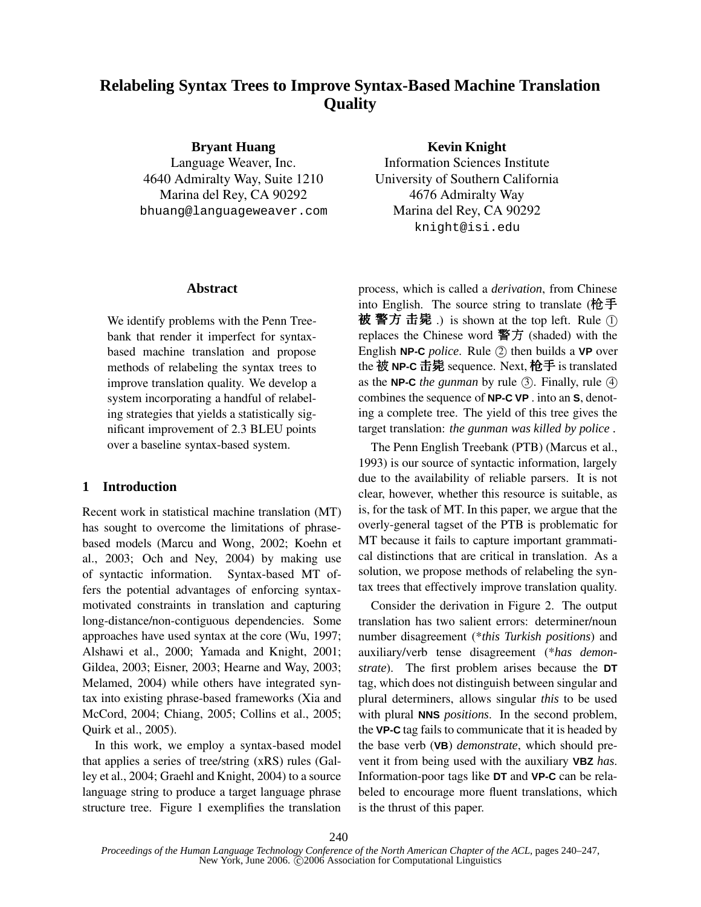# Relabeling Syntax Trees to Improve Syntax-Based Machine Translation Quality

**Bryant Huang**
Language Weaver, Inc.
4640 Admiralty Way, Suite 1210
Marina del Rey, CA 90292
bhuang@languageweaver.com

**Kevin Knight**
Information Sciences Institute
University of Southern California
4676 Admiralty Way
Marina del Rey, CA 90292
knight@isi.edu

## Abstract

We identify problems with the Penn Treebank that render it imperfect for syntax-based machine translation and propose methods of relabeling the syntax trees to improve translation quality. We develop a system incorporating a handful of relabeling strategies that yields a statistically significant improvement of 2.3 BLEU points over a baseline syntax-based system.

## 1 Introduction

Recent work in statistical machine translation (MT) has sought to overcome the limitations of phrase-based models (Marcu and Wong, 2002; Koehn et al., 2003; Och and Ney, 2004) by making use of syntactic information. Syntax-based MT offers the potential advantages of enforcing syntax-motivated constraints in translation and capturing long-distance/non-contiguous dependencies. Some approaches have used syntax at the core (Wu, 1997; Alshawi et al., 2000; Yamada and Knight, 2001; Gildea, 2003; Eisner, 2003; Hearne and Way, 2003; Melamed, 2004) while others have integrated syntax into existing phrase-based frameworks (Xia and McCord, 2004; Chiang, 2005; Collins et al., 2005; Quirk et al., 2005).

In this work, we employ a syntax-based model that applies a series of tree/string (xRS) rules (Galley et al., 2004; Graehl and Knight, 2004) to a source language string to produce a target language phrase structure tree. Figure 1 exemplifies the translation process, which is called a *derivation*, from Chinese into English. The source string to translate (枪手 被 警方 击毙 .) is shown at the top left. Rule ① replaces the Chinese word 警方 (shaded) with the English **NP-C** *police*. Rule ② then builds a **VP** over the 被 **NP-C** 击毙 sequence. Next, 枪手 is translated as the **NP-C** *the gunman* by rule ③. Finally, rule ④ combines the sequence of **NP-C VP** . into an **S**, denoting a complete tree. The yield of this tree gives the target translation: *the gunman was killed by police* .

The Penn English Treebank (PTB) (Marcus et al., 1993) is our source of syntactic information, largely due to the availability of reliable parsers. It is not clear, however, whether this resource is suitable, as is, for the task of MT. In this paper, we argue that the overly-general tagset of the PTB is problematic for MT because it fails to capture important grammatical distinctions that are critical in translation. As a solution, we propose methods of relabeling the syntax trees that effectively improve translation quality.

Consider the derivation in Figure 2. The output translation has two salient errors: determiner/noun number disagreement (\**this Turkish positions*) and auxiliary/verb tense disagreement (\**has demonstrate*). The first problem arises because the **DT** tag, which does not distinguish between singular and plural determiners, allows singular *this* to be used with plural **NNS** *positions*. In the second problem, the **VP-C** tag fails to communicate that it is headed by the base verb (**VB**) *demonstrate*, which should prevent it from being used with the auxiliary **VBZ** *has*. Information-poor tags like **DT** and **VP-C** can be relabeled to encourage more fluent translations, which is the thrust of this paper.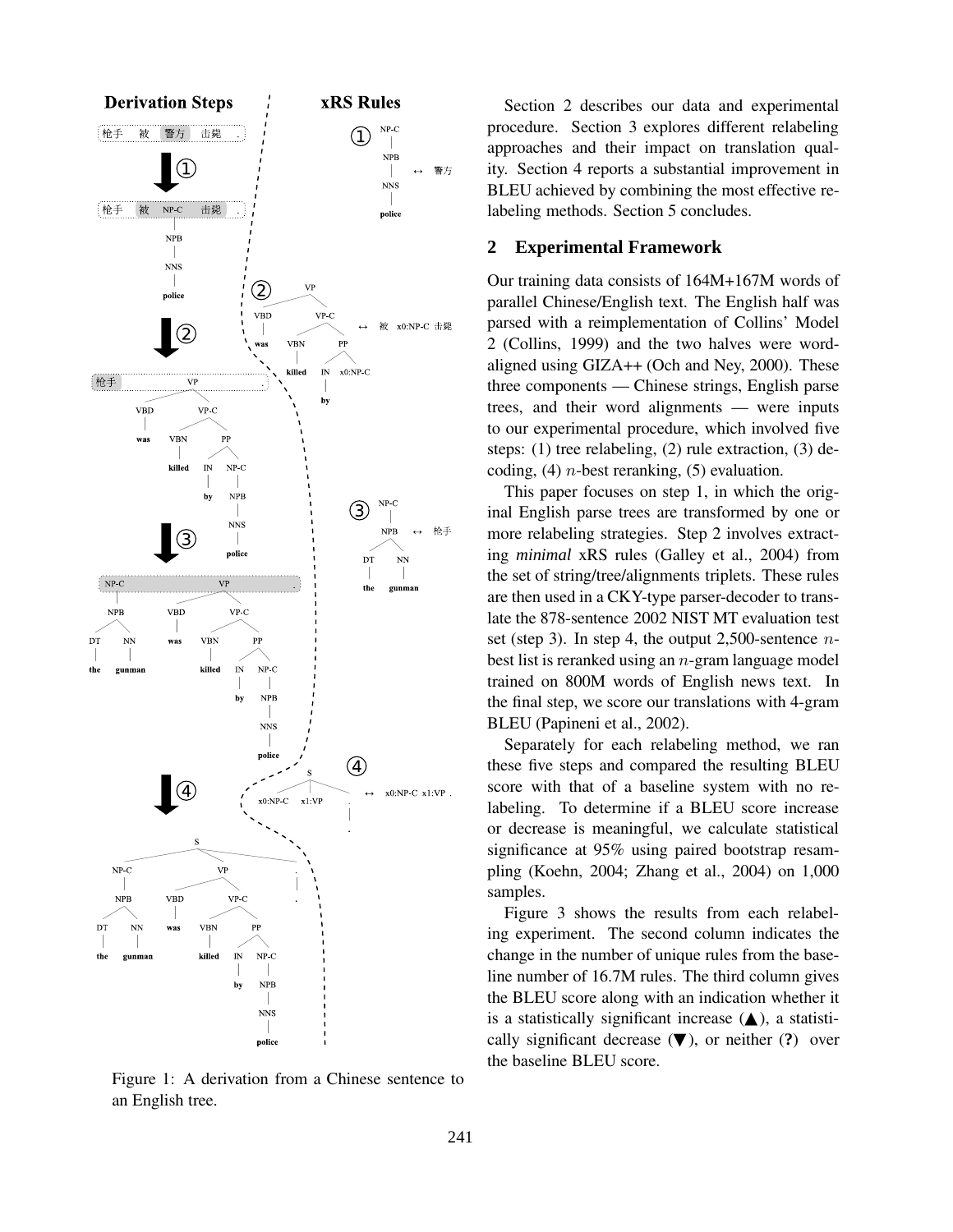Figure 1: A derivation from a Chinese sentence to an English tree.

Section 2 describes our data and experimental procedure. Section 3 explores different relabeling approaches and their impact on translation quality. Section 4 reports a substantial improvement in BLEU achieved by combining the most effective relabeling methods. Section 5 concludes.

## 2 Experimental Framework

Our training data consists of 164M+167M words of parallel Chinese/English text. The English half was parsed with a reimplementation of Collins' Model 2 (Collins, 1999) and the two halves were word-aligned using GIZA++ (Och and Ney, 2000). These three components — Chinese strings, English parse trees, and their word alignments — were inputs to our experimental procedure, which involved five steps: (1) tree relabeling, (2) rule extraction, (3) decoding, (4) $n$-best reranking, (5) evaluation.

This paper focuses on step 1, in which the original English parse trees are transformed by one or more relabeling strategies. Step 2 involves extracting *minimal* xRS rules (Galley et al., 2004) from the set of string/tree/alignments triplets. These rules are then used in a CKY-type parser-decoder to translate the 878-sentence 2002 NIST MT evaluation test set (step 3). In step 4, the output 2,500-sentence $n$-best list is reranked using an $n$-gram language model trained on 800M words of English news text. In the final step, we score our translations with 4-gram BLEU (Papineni et al., 2002).

Separately for each relabeling method, we ran these five steps and compared the resulting BLEU score with that of a baseline system with no relabeling. To determine if a BLEU score increase or decrease is meaningful, we calculate statistical significance at 95% using paired bootstrap resampling (Koehn, 2004; Zhang et al., 2004) on 1,000 samples.

Figure 3 shows the results from each relabeling experiment. The second column indicates the change in the number of unique rules from the baseline number of 16.7M rules. The third column gives the BLEU score along with an indication whether it is a statistically significant increase (▲), a statistically significant decrease (▼), or neither (**?**) over the baseline BLEU score.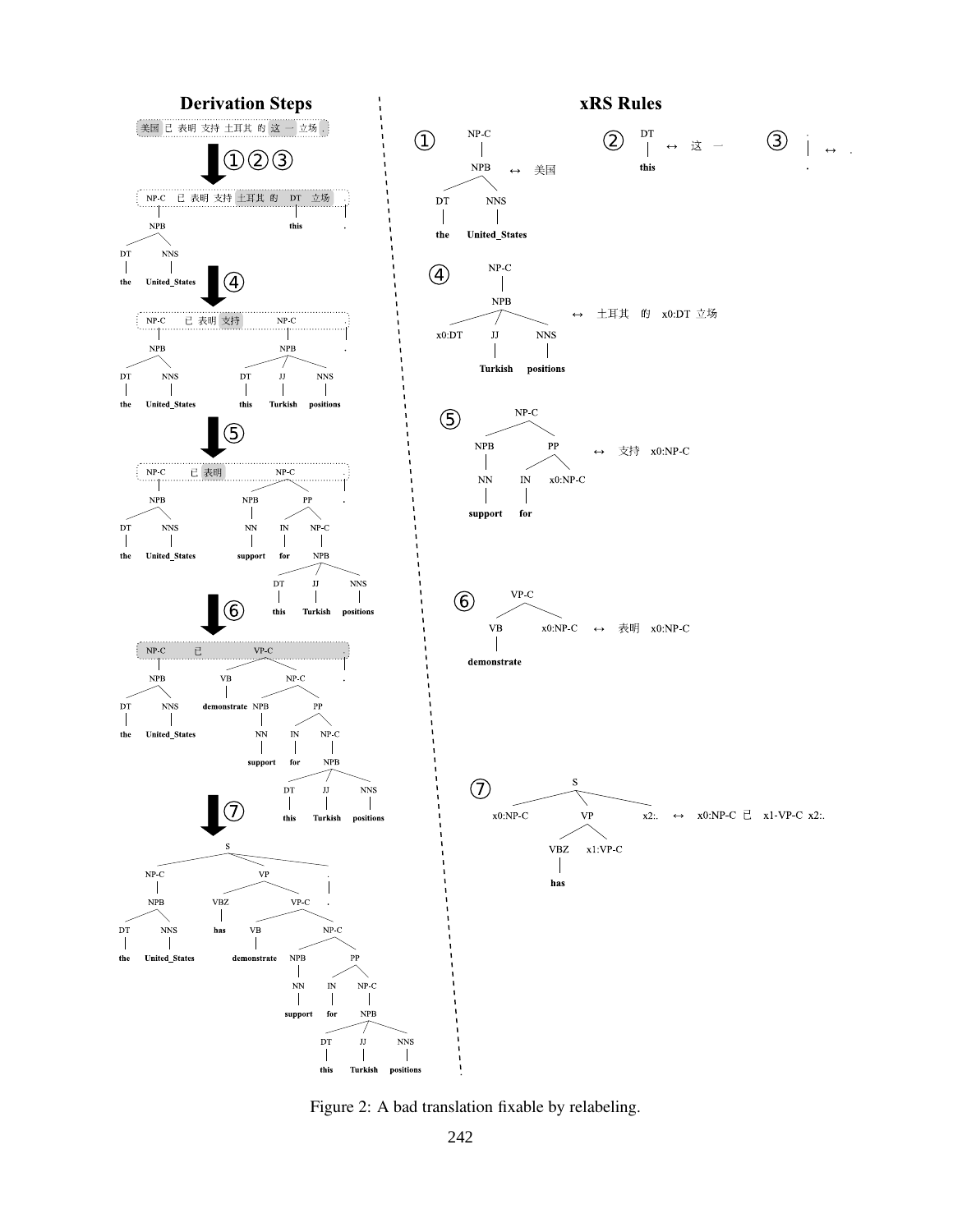Figure 2: A bad translation fixable by relabeling.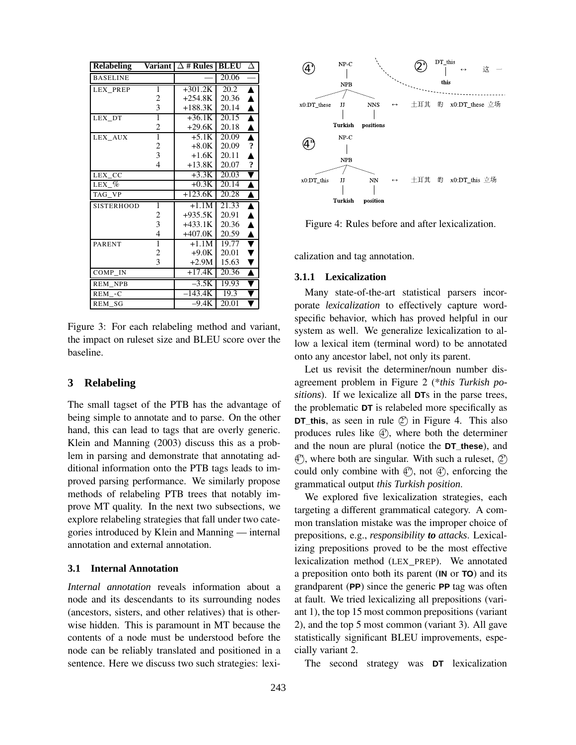| Relabeling | Variant | Δ # Rules | BLEU | Δ |
|---|---|---|---|---|
| BASELINE | | — | 20.06 | — |
| LEX_PREP | 1 | +301.2K | 20.2 | ▲ |
| | 2 | +254.8K | 20.36 | ▲ |
| | 3 | +188.3K | 20.14 | ▲ |
| LEX_DT | 1 | +36.1K | 20.15 | ▲ |
| | 2 | +29.6K | 20.18 | ▲ |
| LEX_AUX | 1 | +5.1K | 20.09 | ▲ |
| | 2 | +8.0K | 20.09 | ? |
| | 3 | +1.6K | 20.11 | ▲ |
| | 4 | +13.8K | 20.07 | ? |
| LEX_CC | | +3.3K | 20.03 | ▼ |
| LEX_% | | +0.3K | 20.14 | ▲ |
| TAG_VP | | +123.6K | 20.28 | ▲ |
| SISTERHOOD | 1 | +1.1M | 21.33 | ▲ |
| | 2 | +935.5K | 20.91 | ▲ |
| | 3 | +433.1K | 20.36 | ▲ |
| | 4 | +407.0K | 20.59 | ▲ |
| PARENT | 1 | +1.1M | 19.77 | ▼ |
| | 2 | +9.0K | 20.01 | ▼ |
| | 3 | +2.9M | 15.63 | ▼ |
| COMP_IN | | +17.4K | 20.36 | ▲ |
| REM_NPB | | −3.5K | 19.93 | ▼ |
| REM_-C | | −143.4K | 19.3 | ▼ |
| REM_SG | | −9.4K | 20.01 | ▼ |

Figure 3: For each relabeling method and variant, the impact on ruleset size and BLEU score over the baseline.

## 3 Relabeling

The small tagset of the PTB has the advantage of being simple to annotate and to parse. On the other hand, this can lead to tags that are overly generic. Klein and Manning (2003) discuss this as a problem in parsing and demonstrate that annotating additional information onto the PTB tags leads to improved parsing performance. We similarly propose methods of relabeling PTB trees that notably improve MT quality. In the next two subsections, we explore relabeling strategies that fall under two categories introduced by Klein and Manning — internal annotation and external annotation.

### 3.1 Internal Annotation

*Internal annotation* reveals information about a node and its descendants to its surrounding nodes (ancestors, sisters, and other relatives) that is otherwise hidden. This is paramount in MT because the contents of a node must be understood before the node can be reliably translated and positioned in a sentence. Here we discuss two such strategies: lexicalization and tag annotation.

(4') NP-C → NPB → x0:DT_these JJ(Turkish) NNS(positions) ↔ 土耳其 的 x0:DT_these 立场

(2') DT_this → this ↔ 这 一

(4") NP-C → NPB → x0:DT_this JJ(Turkish) NN(position) ↔ 土耳其 的 x0:DT_this 立场

Figure 4: Rules before and after lexicalization.

#### 3.1.1 Lexicalization

Many state-of-the-art statistical parsers incorporate *lexicalization* to effectively capture word-specific behavior, which has proved helpful in our system as well. We generalize lexicalization to allow a lexical item (terminal word) to be annotated onto any ancestor label, not only its parent.

Let us revisit the determiner/noun number disagreement problem in Figure 2 (\**this Turkish positions*). If we lexicalize all **DT**s in the parse trees, the problematic **DT** is relabeled more specifically as **DT_this**, as seen in rule (2') in Figure 4. This also produces rules like (4'), where both the determiner and the noun are plural (notice the **DT_these**), and (4"), where both are singular. With such a ruleset, (2') could only combine with (4"), not (4'), enforcing the grammatical output *this Turkish position*.

We explored five lexicalization strategies, each targeting a different grammatical category. A common translation mistake was the improper choice of prepositions, e.g., *responsibility **to** attacks*. Lexicalizing prepositions proved to be the most effective lexicalization method (LEX_PREP). We annotated a preposition onto both its parent (**IN** or **TO**) and its grandparent (**PP**) since the generic **PP** tag was often at fault. We tried lexicalizing all prepositions (variant 1), the top 15 most common prepositions (variant 2), and the top 5 most common (variant 3). All gave statistically significant BLEU improvements, especially variant 2.

The second strategy was **DT** lexicalization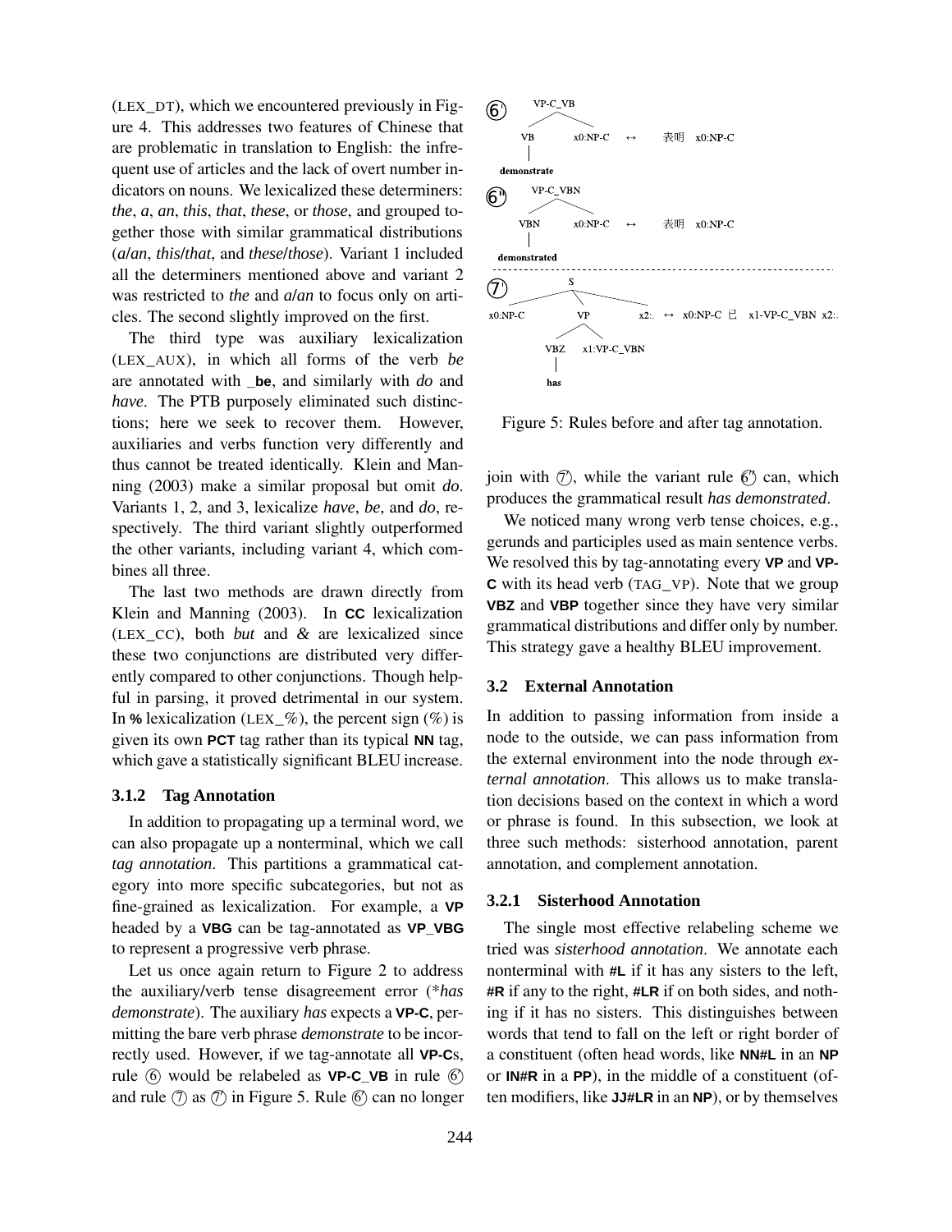(LEX_DT), which we encountered previously in Figure 4. This addresses two features of Chinese that are problematic in translation to English: the infrequent use of articles and the lack of overt number indicators on nouns. We lexicalized these determiners: *the*, *a*, *an*, *this*, *that*, *these*, or *those*, and grouped together those with similar grammatical distributions (*a*/*an*, *this*/*that*, and *these*/*those*). Variant 1 included all the determiners mentioned above and variant 2 was restricted to *the* and *a*/*an* to focus only on articles. The second slightly improved on the first.

The third type was auxiliary lexicalization (LEX_AUX), in which all forms of the verb *be* are annotated with **_be**, and similarly with *do* and *have*. The PTB purposely eliminated such distinctions; here we seek to recover them. However, auxiliaries and verbs function very differently and thus cannot be treated identically. Klein and Manning (2003) make a similar proposal but omit *do*. Variants 1, 2, and 3, lexicalize *have*, *be*, and *do*, respectively. The third variant slightly outperformed the other variants, including variant 4, which combines all three.

The last two methods are drawn directly from Klein and Manning (2003). In **CC** lexicalization (LEX_CC), both *but* and *&* are lexicalized since these two conjunctions are distributed very differently compared to other conjunctions. Though helpful in parsing, it proved detrimental in our system. In **%** lexicalization (LEX_%), the percent sign (%) is given its own **PCT** tag rather than its typical **NN** tag, which gave a statistically significant BLEU increase.

#### 3.1.2 Tag Annotation

In addition to propagating up a terminal word, we can also propagate up a nonterminal, which we call *tag annotation*. This partitions a grammatical category into more specific subcategories, but not as fine-grained as lexicalization. For example, a **VP** headed by a **VBG** can be tag-annotated as **VP_VBG** to represent a progressive verb phrase.

Let us once again return to Figure 2 to address the auxiliary/verb tense disagreement error (\**has demonstrate*). The auxiliary *has* expects a **VP-C**, permitting the bare verb phrase *demonstrate* to be incorrectly used. However, if we tag-annotate all **VP-C**s, rule ⑥ would be relabeled as **VP-C_VB** in rule ⑥' and rule ⑦ as ⑦' in Figure 5. Rule ⑥' can no longer join with ⑦', while the variant rule ⑥'' can, which produces the grammatical result *has demonstrated*.

```
⑥'   VP-C_VB
     ├── VB
     │    └── demonstrate
     └── x0:NP-C          ↔   表明 x0:NP-C

⑥''  VP-C_VBN
     ├── VBN
     │    └── demonstrated
     └── x0:NP-C          ↔   表明 x0:NP-C
- - - - - - - - - - - - - - - - - - - - - - - - - - - -
⑦'   S
     ├── x0:NP-C
     ├── VP
     │    ├── VBZ
     │    │    └── has
     │    └── x1:VP-C_VBN
     └── x2:.             ↔   x0:NP-C 已 x1-VP-C_VBN x2:.
```

Figure 5: Rules before and after tag annotation.

We noticed many wrong verb tense choices, e.g., gerunds and participles used as main sentence verbs. We resolved this by tag-annotating every **VP** and **VP-C** with its head verb (TAG_VP). Note that we group **VBZ** and **VBP** together since they have very similar grammatical distributions and differ only by number. This strategy gave a healthy BLEU improvement.

### 3.2 External Annotation

In addition to passing information from inside a node to the outside, we can pass information from the external environment into the node through *external annotation*. This allows us to make translation decisions based on the context in which a word or phrase is found. In this subsection, we look at three such methods: sisterhood annotation, parent annotation, and complement annotation.

#### 3.2.1 Sisterhood Annotation

The single most effective relabeling scheme we tried was *sisterhood annotation*. We annotate each nonterminal with **#L** if it has any sisters to the left, **#R** if any to the right, **#LR** if on both sides, and nothing if it has no sisters. This distinguishes between words that tend to fall on the left or right border of a constituent (often head words, like **NN#L** in an **NP** or **IN#R** in a **PP**), in the middle of a constituent (often modifiers, like **JJ#LR** in an **NP**), or by themselves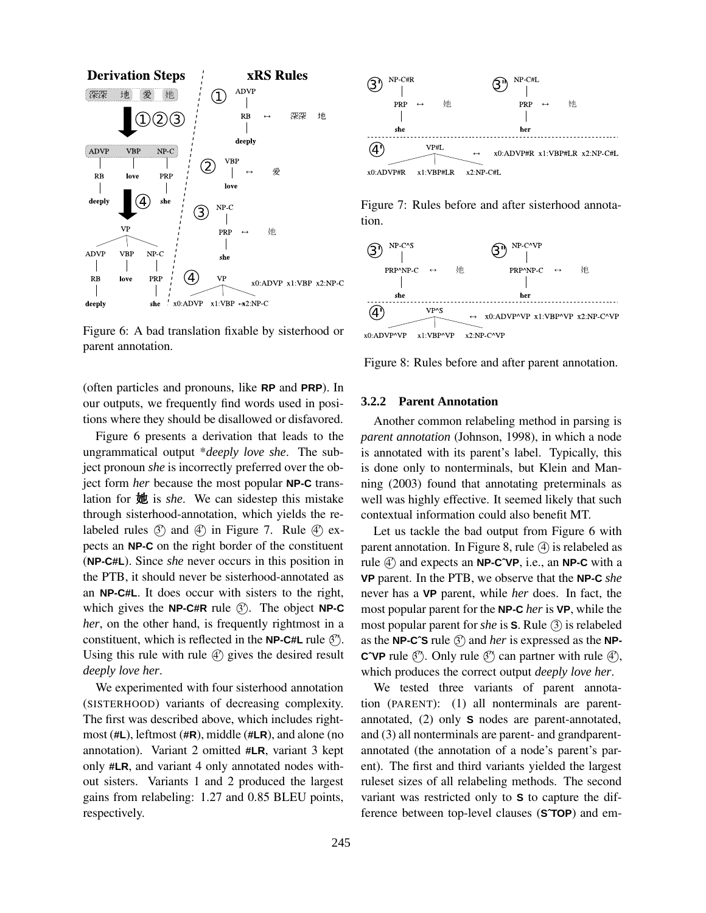Figure 6: A bad translation fixable by sisterhood or parent annotation.

Figure 7: Rules before and after sisterhood annotation.

Figure 8: Rules before and after parent annotation.

(often particles and pronouns, like **RP** and **PRP**). In our outputs, we frequently find words used in positions where they should be disallowed or disfavored.

Figure 6 presents a derivation that leads to the ungrammatical output *\*deeply love she*. The subject pronoun *she* is incorrectly preferred over the object form *her* because the most popular **NP-C** translation for 她 is *she*. We can sidestep this mistake through sisterhood-annotation, which yields the relabeled rules ③' and ④' in Figure 7. Rule ④' expects an **NP-C** on the right border of the constituent (**NP-C#L**). Since *she* never occurs in this position in the PTB, it should never be sisterhood-annotated as an **NP-C#L**. It does occur with sisters to the right, which gives the **NP-C#R** rule ③'. The object **NP-C** *her*, on the other hand, is frequently rightmost in a constituent, which is reflected in the **NP-C#L** rule ③''. Using this rule with rule ④' gives the desired result *deeply love her*.

We experimented with four sisterhood annotation (SISTERHOOD) variants of decreasing complexity. The first was described above, which includes rightmost (**#L**), leftmost (**#R**), middle (**#LR**), and alone (no annotation). Variant 2 omitted **#LR**, variant 3 kept only **#LR**, and variant 4 only annotated nodes without sisters. Variants 1 and 2 produced the largest gains from relabeling: 1.27 and 0.85 BLEU points, respectively.

#### 3.2.2 Parent Annotation

Another common relabeling method in parsing is *parent annotation* (Johnson, 1998), in which a node is annotated with its parent's label. Typically, this is done only to nonterminals, but Klein and Manning (2003) found that annotating preterminals as well was highly effective. It seemed likely that such contextual information could also benefit MT.

Let us tackle the bad output from Figure 6 with parent annotation. In Figure 8, rule ④ is relabeled as rule ④' and expects an **NP-CˆVP**, i.e., an **NP-C** with a **VP** parent. In the PTB, we observe that the **NP-C** *she* never has a **VP** parent, while *her* does. In fact, the most popular parent for the **NP-C** *her* is **VP**, while the most popular parent for *she* is **S**. Rule ③ is relabeled as the **NP-CˆS** rule ③' and *her* is expressed as the **NP-CˆVP** rule ③''. Only rule ③'' can partner with rule ④', which produces the correct output *deeply love her*.

We tested three variants of parent annotation (PARENT): (1) all nonterminals are parent-annotated, (2) only **S** nodes are parent-annotated, and (3) all nonterminals are parent- and grandparent-annotated (the annotation of a node's parent's parent). The first and third variants yielded the largest ruleset sizes of all relabeling methods. The second variant was restricted only to **S** to capture the difference between top-level clauses (**SˆTOP**) and em-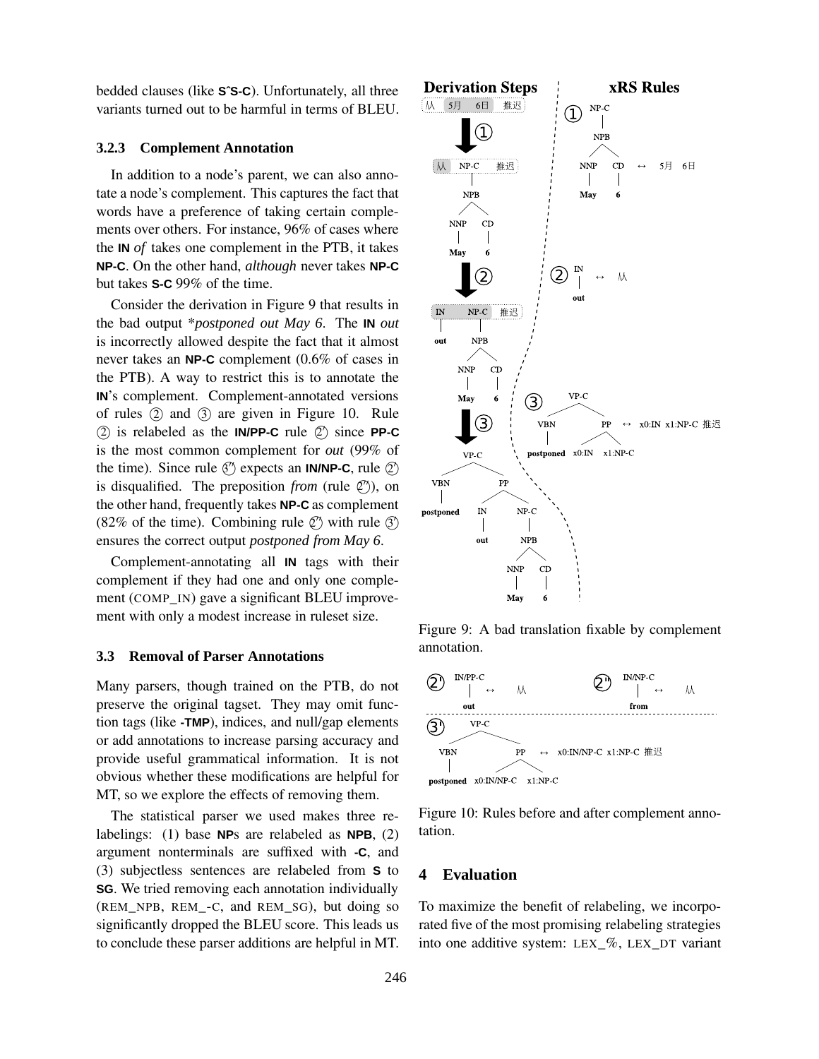bedded clauses (like **SˆS-C**). Unfortunately, all three variants turned out to be harmful in terms of BLEU.

### 3.2.3 Complement Annotation

In addition to a node's parent, we can also annotate a node's complement. This captures the fact that words have a preference of taking certain complements over others. For instance, 96% of cases where the **IN** *of* takes one complement in the PTB, it takes **NP-C**. On the other hand, *although* never takes **NP-C** but takes **S-C** 99% of the time.

Consider the derivation in Figure 9 that results in the bad output \**postponed out May 6*. The **IN** *out* is incorrectly allowed despite the fact that it almost never takes an **NP-C** complement (0.6% of cases in the PTB). A way to restrict this is to annotate the **IN**'s complement. Complement-annotated versions of rules ② and ③ are given in Figure 10. Rule ② is relabeled as the **IN/PP-C** rule ②' since **PP-C** is the most common complement for *out* (99% of the time). Since rule ③' expects an **IN/NP-C**, rule ②' is disqualified. The preposition *from* (rule ②"), on the other hand, frequently takes **NP-C** as complement (82% of the time). Combining rule ②" with rule ③' ensures the correct output *postponed from May 6*.

Complement-annotating all **IN** tags with their complement if they had one and only one complement (COMP_IN) gave a significant BLEU improvement with only a modest increase in ruleset size.

## 3.3 Removal of Parser Annotations

Many parsers, though trained on the PTB, do not preserve the original tagset. They may omit function tags (like **-TMP**), indices, and null/gap elements or add annotations to increase parsing accuracy and provide useful grammatical information. It is not obvious whether these modifications are helpful for MT, so we explore the effects of removing them.

The statistical parser we used makes three relabelings: (1) base **NP**s are relabeled as **NPB**, (2) argument nonterminals are suffixed with **-C**, and (3) subjectless sentences are relabeled from **S** to **SG**. We tried removing each annotation individually (REM_NPB, REM_-C, and REM_SG), but doing so significantly dropped the BLEU score. This leads us to conclude these parser additions are helpful in MT.

Figure 9: A bad translation fixable by complement annotation.

Figure 10: Rules before and after complement annotation.

# 4 Evaluation

To maximize the benefit of relabeling, we incorporated five of the most promising relabeling strategies into one additive system: LEX_%, LEX_DT variant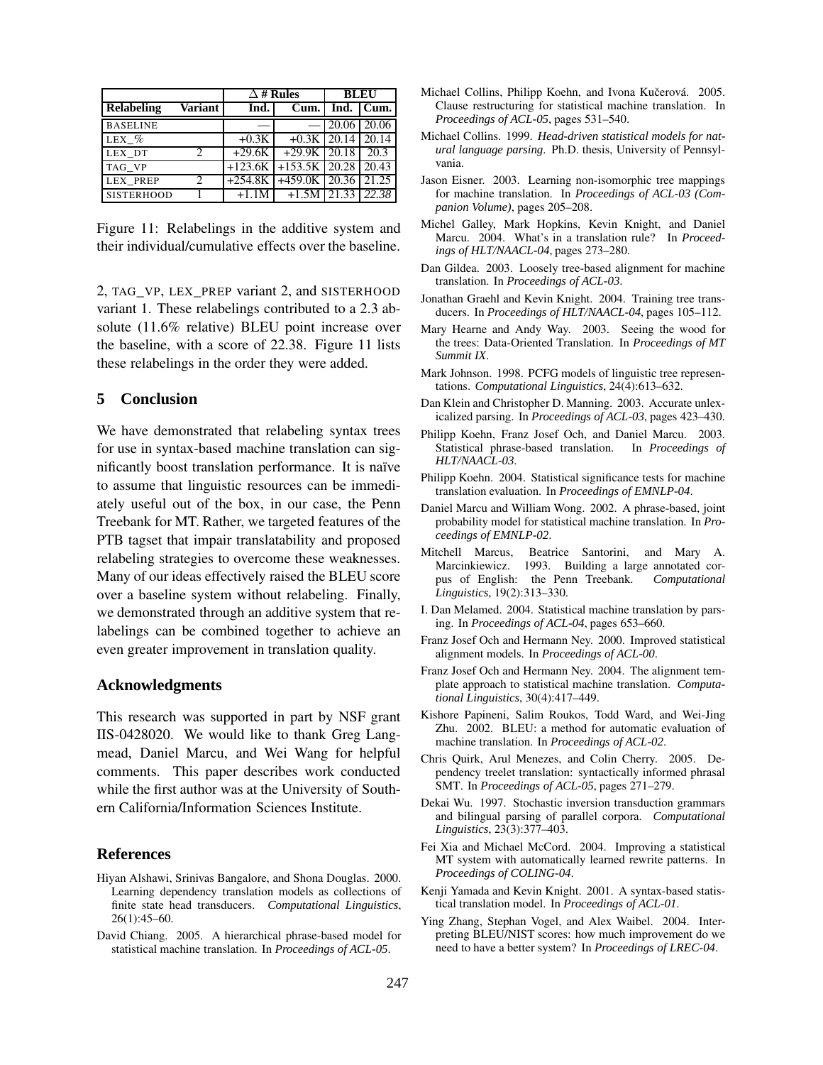| | | Δ # Rules | | BLEU | |
|---|---|---|---|---|---|
| **Relabeling** | **Variant** | **Ind.** | **Cum.** | **Ind.** | **Cum.** |
| BASELINE | | — | — | 20.06 | 20.06 |
| LEX_% | | +0.3K | +0.3K | 20.14 | 20.14 |
| LEX_DT | 2 | +29.6K | +29.9K | 20.18 | 20.3 |
| TAG_VP | | +123.6K | +153.5K | 20.28 | 20.43 |
| LEX_PREP | 2 | +254.8K | +459.0K | 20.36 | 21.25 |
| SISTERHOOD | 1 | +1.1M | +1.5M | 21.33 | *22.38* |

Figure 11: Relabelings in the additive system and their individual/cumulative effects over the baseline.

2, TAG_VP, LEX_PREP variant 2, and SISTERHOOD variant 1. These relabelings contributed to a 2.3 absolute (11.6% relative) BLEU point increase over the baseline, with a score of 22.38. Figure 11 lists these relabelings in the order they were added.

## 5 Conclusion

We have demonstrated that relabeling syntax trees for use in syntax-based machine translation can significantly boost translation performance. It is naïve to assume that linguistic resources can be immediately useful out of the box, in our case, the Penn Treebank for MT. Rather, we targeted features of the PTB tagset that impair translatability and proposed relabeling strategies to overcome these weaknesses. Many of our ideas effectively raised the BLEU score over a baseline system without relabeling. Finally, we demonstrated through an additive system that relabelings can be combined together to achieve an even greater improvement in translation quality.

## Acknowledgments

This research was supported in part by NSF grant IIS-0428020. We would like to thank Greg Langmead, Daniel Marcu, and Wei Wang for helpful comments. This paper describes work conducted while the first author was at the University of Southern California/Information Sciences Institute.

## References

Hiyan Alshawi, Srinivas Bangalore, and Shona Douglas. 2000. Learning dependency translation models as collections of finite state head transducers. *Computational Linguistics*, 26(1):45–60.

David Chiang. 2005. A hierarchical phrase-based model for statistical machine translation. In *Proceedings of ACL-05*.

Michael Collins, Philipp Koehn, and Ivona Kučerová. 2005. Clause restructuring for statistical machine translation. In *Proceedings of ACL-05*, pages 531–540.

Michael Collins. 1999. *Head-driven statistical models for natural language parsing*. Ph.D. thesis, University of Pennsylvania.

Jason Eisner. 2003. Learning non-isomorphic tree mappings for machine translation. In *Proceedings of ACL-03 (Companion Volume)*, pages 205–208.

Michel Galley, Mark Hopkins, Kevin Knight, and Daniel Marcu. 2004. What's in a translation rule? In *Proceedings of HLT/NAACL-04*, pages 273–280.

Dan Gildea. 2003. Loosely tree-based alignment for machine translation. In *Proceedings of ACL-03*.

Jonathan Graehl and Kevin Knight. 2004. Training tree transducers. In *Proceedings of HLT/NAACL-04*, pages 105–112.

Mary Hearne and Andy Way. 2003. Seeing the wood for the trees: Data-Oriented Translation. In *Proceedings of MT Summit IX*.

Mark Johnson. 1998. PCFG models of linguistic tree representations. *Computational Linguistics*, 24(4):613–632.

Dan Klein and Christopher D. Manning. 2003. Accurate unlexicalized parsing. In *Proceedings of ACL-03*, pages 423–430.

Philipp Koehn, Franz Josef Och, and Daniel Marcu. 2003. Statistical phrase-based translation. In *Proceedings of HLT/NAACL-03*.

Philipp Koehn. 2004. Statistical significance tests for machine translation evaluation. In *Proceedings of EMNLP-04*.

Daniel Marcu and William Wong. 2002. A phrase-based, joint probability model for statistical machine translation. In *Proceedings of EMNLP-02*.

Mitchell Marcus, Beatrice Santorini, and Mary A. Marcinkiewicz. 1993. Building a large annotated corpus of English: the Penn Treebank. *Computational Linguistics*, 19(2):313–330.

I. Dan Melamed. 2004. Statistical machine translation by parsing. In *Proceedings of ACL-04*, pages 653–660.

Franz Josef Och and Hermann Ney. 2000. Improved statistical alignment models. In *Proceedings of ACL-00*.

Franz Josef Och and Hermann Ney. 2004. The alignment template approach to statistical machine translation. *Computational Linguistics*, 30(4):417–449.

Kishore Papineni, Salim Roukos, Todd Ward, and Wei-Jing Zhu. 2002. BLEU: a method for automatic evaluation of machine translation. In *Proceedings of ACL-02*.

Chris Quirk, Arul Menezes, and Colin Cherry. 2005. Dependency treelet translation: syntactically informed phrasal SMT. In *Proceedings of ACL-05*, pages 271–279.

Dekai Wu. 1997. Stochastic inversion transduction grammars and bilingual parsing of parallel corpora. *Computational Linguistics*, 23(3):377–403.

Fei Xia and Michael McCord. 2004. Improving a statistical MT system with automatically learned rewrite patterns. In *Proceedings of COLING-04*.

Kenji Yamada and Kevin Knight. 2001. A syntax-based statistical translation model. In *Proceedings of ACL-01*.

Ying Zhang, Stephan Vogel, and Alex Waibel. 2004. Interpreting BLEU/NIST scores: how much improvement do we need to have a better system? In *Proceedings of LREC-04*.